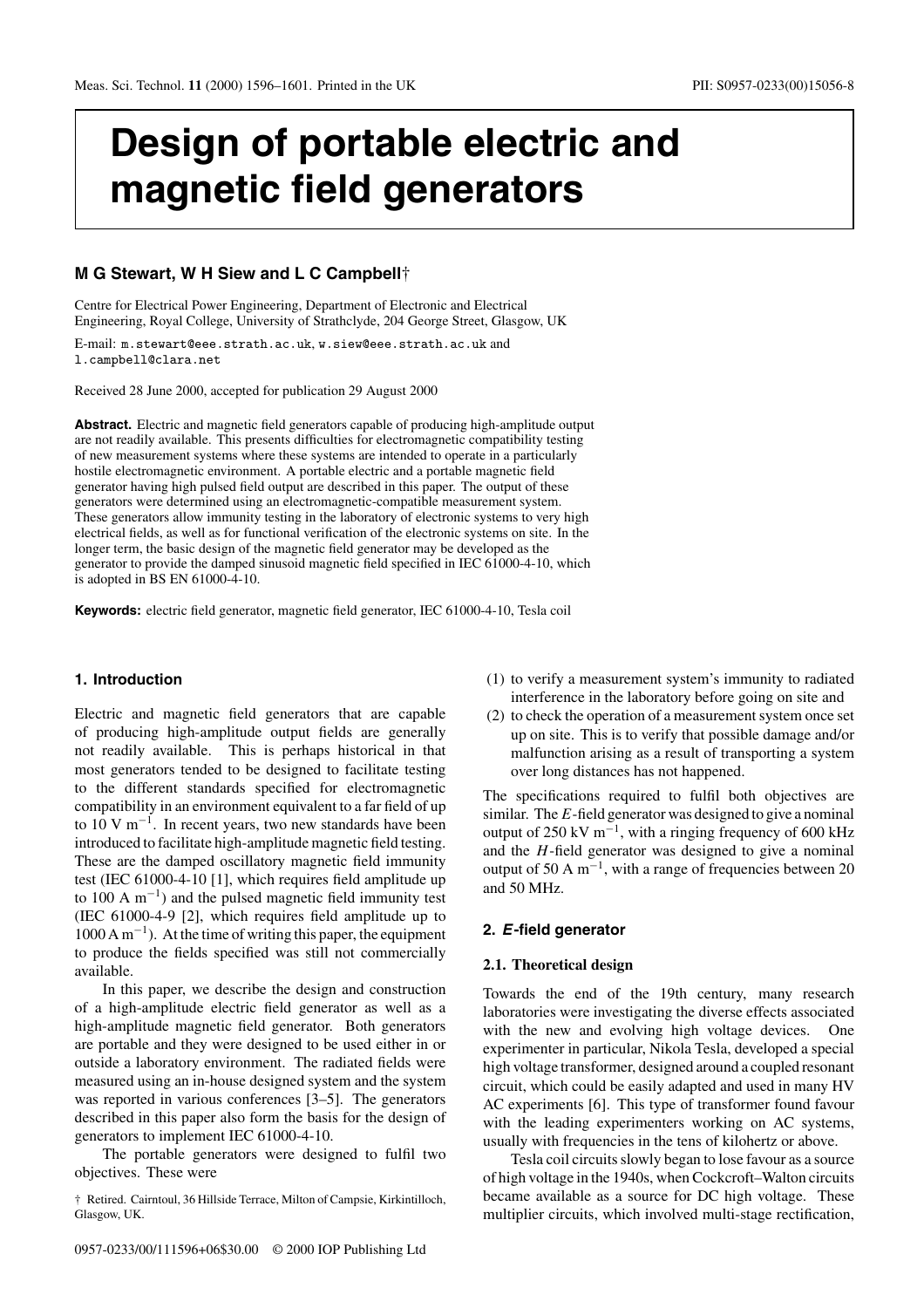# Design of portable electric and magnetic field generators

**M G Stewart, W H Siew and L C Campbell†**

Centre for Electrical Power Engineering, Department of Electronic and Electrical Engineering, Royal College, University of Strathclyde, 204 George Street, Glasgow, UK

E-mail: m.stewart@eee.strath.ac.uk, w.siew@eee.strath.ac.uk and l.campbell@clara.net

Received 28 June 2000, accepted for publication 29 August 2000

**Abstract.** Electric and magnetic field generators capable of producing high-amplitude output are not readily available. This presents difficulties for electromagnetic compatibility testing of new measurement systems where these systems are intended to operate in a particularly hostile electromagnetic environment. A portable electric and a portable magnetic field generator having high pulsed field output are described in this paper. The output of these generators were determined using an electromagnetic-compatible measurement system. These generators allow immunity testing in the laboratory of electronic systems to very high electrical fields, as well as for functional verification of the electronic systems on site. In the longer term, the basic design of the magnetic field generator may be developed as the generator to provide the damped sinusoid magnetic field specified in IEC 61000-4-10, which is adopted in BS EN 61000-4-10.

**Keywords:** electric field generator, magnetic field generator, IEC 61000-4-10, Tesla coil

## 1. Introduction

Electric and magnetic field generators that are capable of producing high-amplitude output fields are generally not readily available. This is perhaps historical in that most generators tended to be designed to facilitate testing to the different standards specified for electromagnetic compatibility in an environment equivalent to a far field of up to 10 V m$^{-1}$. In recent years, two new standards have been introduced to facilitate high-amplitude magnetic field testing. These are the damped oscillatory magnetic field immunity test (IEC 61000-4-10 [1], which requires field amplitude up to 100 A m$^{-1}$) and the pulsed magnetic field immunity test (IEC 61000-4-9 [2], which requires field amplitude up to 1000 A m$^{-1}$). At the time of writing this paper, the equipment to produce the fields specified was still not commercially available.

In this paper, we describe the design and construction of a high-amplitude electric field generator as well as a high-amplitude magnetic field generator. Both generators are portable and they were designed to be used either in or outside a laboratory environment. The radiated fields were measured using an in-house designed system and the system was reported in various conferences [3–5]. The generators described in this paper also form the basis for the design of generators to implement IEC 61000-4-10.

The portable generators were designed to fulfil two objectives. These were

(1) to verify a measurement system's immunity to radiated interference in the laboratory before going on site and
(2) to check the operation of a measurement system once set up on site. This is to verify that possible damage and/or malfunction arising as a result of transporting a system over long distances has not happened.

The specifications required to fulfil both objectives are similar. The *E*-field generator was designed to give a nominal output of 250 kV m$^{-1}$, with a ringing frequency of 600 kHz and the *H*-field generator was designed to give a nominal output of 50 A m$^{-1}$, with a range of frequencies between 20 and 50 MHz.

## 2. *E*-field generator

### 2.1. Theoretical design

Towards the end of the 19th century, many research laboratories were investigating the diverse effects associated with the new and evolving high voltage devices. One experimenter in particular, Nikola Tesla, developed a special high voltage transformer, designed around a coupled resonant circuit, which could be easily adapted and used in many HV AC experiments [6]. This type of transformer found favour with the leading experimenters working on AC systems, usually with frequencies in the tens of kilohertz or above.

Tesla coil circuits slowly began to lose favour as a source of high voltage in the 1940s, when Cockcroft–Walton circuits became available as a source for DC high voltage. These multiplier circuits, which involved multi-stage rectification,

† Retired. Cairntoul, 36 Hillside Terrace, Milton of Campsie, Kirkintilloch, Glasgow, UK.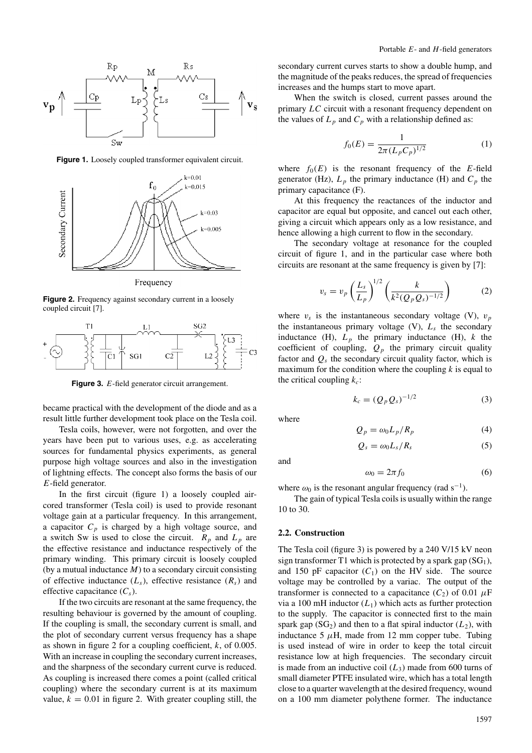**Figure 1.** Loosely coupled transformer equivalent circuit.

**Figure 2.** Frequency against secondary current in a loosely coupled circuit [7].

**Figure 3.** $E$-field generator circuit arrangement.

became practical with the development of the diode and as a result little further development took place on the Tesla coil.

Tesla coils, however, were not forgotten, and over the years have been put to various uses, e.g. as accelerating sources for fundamental physics experiments, as general purpose high voltage sources and also in the investigation of lightning effects. The concept also forms the basis of our $E$-field generator.

In the first circuit (figure 1) a loosely coupled air-cored transformer (Tesla coil) is used to provide resonant voltage gain at a particular frequency. In this arrangement, a capacitor $C_p$ is charged by a high voltage source, and a switch Sw is used to close the circuit. $R_p$ and $L_p$ are the effective resistance and inductance respectively of the primary winding. This primary circuit is loosely coupled (by a mutual inductance $M$) to a secondary circuit consisting of effective inductance ($L_s$), effective resistance ($R_s$) and effective capacitance ($C_s$).

If the two circuits are resonant at the same frequency, the resulting behaviour is governed by the amount of coupling. If the coupling is small, the secondary current is small, and the plot of secondary current versus frequency has a shape as shown in figure 2 for a coupling coefficient, $k$, of 0.005. With an increase in coupling the secondary current increases, and the sharpness of the secondary current curve is reduced. As coupling is increased there comes a point (called critical coupling) where the secondary current is at its maximum value, $k = 0.01$ in figure 2. With greater coupling still, the secondary current curves starts to show a double hump, and the magnitude of the peaks reduces, the spread of frequencies increases and the humps start to move apart.

When the switch is closed, current passes around the primary $LC$ circuit with a resonant frequency dependent on the values of $L_p$ and $C_p$ with a relationship defined as:

$$f_0(E) = \frac{1}{2\pi(L_p C_p)^{1/2}} \tag{1}$$

where $f_0(E)$ is the resonant frequency of the $E$-field generator (Hz), $L_p$ the primary inductance (H) and $C_p$ the primary capacitance (F).

At this frequency the reactances of the inductor and capacitor are equal but opposite, and cancel out each other, giving a circuit which appears only as a low resistance, and hence allowing a high current to flow in the secondary.

The secondary voltage at resonance for the coupled circuit of figure 1, and in the particular case where both circuits are resonant at the same frequency is given by [7]:

$$v_s = v_p \left(\frac{L_s}{L_p}\right)^{1/2} \left(\frac{k}{k^2(Q_p Q_s)^{-1/2}}\right) \tag{2}$$

where $v_s$ is the instantaneous secondary voltage (V), $v_p$ the instantaneous primary voltage (V), $L_s$ the secondary inductance (H), $L_p$ the primary inductance (H), $k$ the coefficient of coupling, $Q_p$ the primary circuit quality factor and $Q_s$ the secondary circuit quality factor, which is maximum for the condition where the coupling $k$ is equal to the critical coupling $k_c$:

$$k_c = (Q_p Q_s)^{-1/2} \tag{3}$$

where

$$Q_p = \omega_0 L_p / R_p \tag{4}$$

$$Q_s = \omega_0 L_s / R_s \tag{5}$$

and

$$\omega_0 = 2\pi f_0 \tag{6}$$

where $\omega_0$ is the resonant angular frequency (rad s$^{-1}$).

The gain of typical Tesla coils is usually within the range 10 to 30.

### 2.2. Construction

The Tesla coil (figure 3) is powered by a 240 V/15 kV neon sign transformer T1 which is protected by a spark gap ($SG_1$), and 150 pF capacitor ($C_1$) on the HV side. The source voltage may be controlled by a variac. The output of the transformer is connected to a capacitance ($C_2$) of 0.01 $\mu$F via a 100 mH inductor ($L_1$) which acts as further protection to the supply. The capacitor is connected first to the main spark gap ($SG_2$) and then to a flat spiral inductor ($L_2$), with inductance 5 $\mu$H, made from 12 mm copper tube. Tubing is used instead of wire in order to keep the total circuit resistance low at high frequencies. The secondary circuit is made from an inductive coil ($L_3$) made from 600 turns of small diameter PTFE insulated wire, which has a total length close to a quarter wavelength at the desired frequency, wound on a 100 mm diameter polythene former. The inductance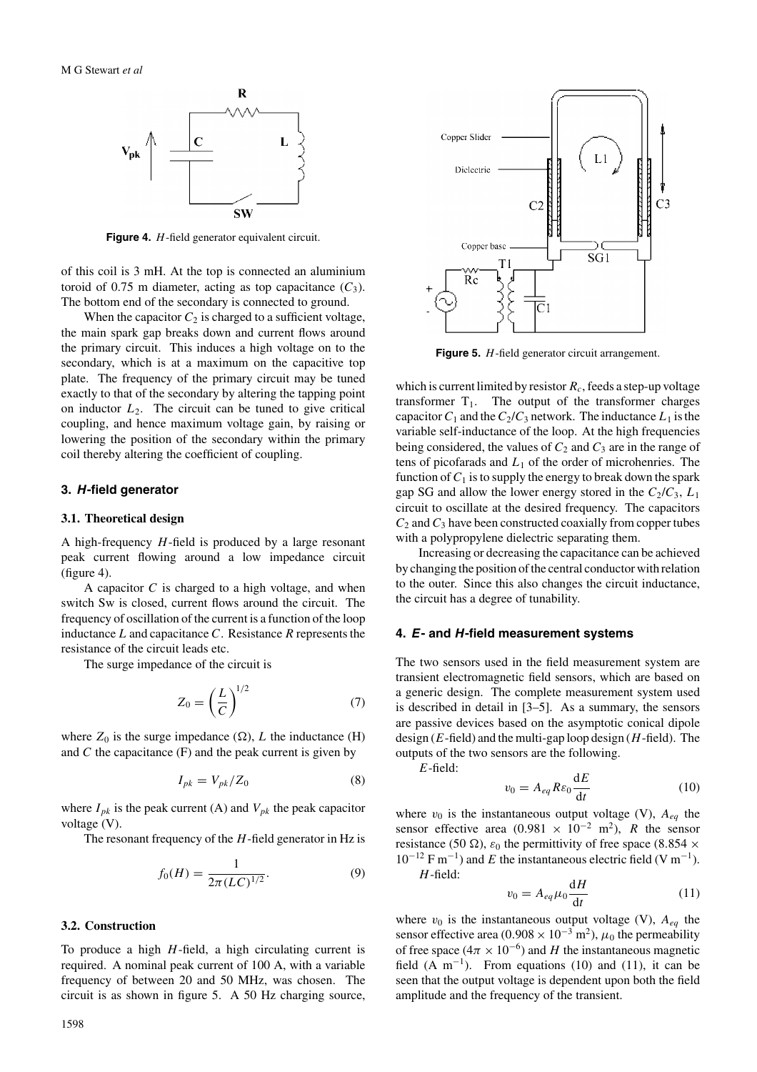**Figure 4.** $H$-field generator equivalent circuit.

of this coil is 3 mH. At the top is connected an aluminium toroid of 0.75 m diameter, acting as top capacitance ($C_3$). The bottom end of the secondary is connected to ground.

When the capacitor $C_2$ is charged to a sufficient voltage, the main spark gap breaks down and current flows around the primary circuit. This induces a high voltage on to the secondary, which is at a maximum on the capacitive top plate. The frequency of the primary circuit may be tuned exactly to that of the secondary by altering the tapping point on inductor $L_2$. The circuit can be tuned to give critical coupling, and hence maximum voltage gain, by raising or lowering the position of the secondary within the primary coil thereby altering the coefficient of coupling.

## 3. *H*-field generator

### 3.1. Theoretical design

A high-frequency $H$-field is produced by a large resonant peak current flowing around a low impedance circuit (figure 4).

A capacitor $C$ is charged to a high voltage, and when switch Sw is closed, current flows around the circuit. The frequency of oscillation of the current is a function of the loop inductance $L$ and capacitance $C$. Resistance $R$ represents the resistance of the circuit leads etc.

The surge impedance of the circuit is

$$Z_0 = \left(\frac{L}{C}\right)^{1/2} \tag{7}$$

where $Z_0$ is the surge impedance ($\Omega$), $L$ the inductance (H) and $C$ the capacitance (F) and the peak current is given by

$$I_{pk} = V_{pk}/Z_0 \tag{8}$$

where $I_{pk}$ is the peak current (A) and $V_{pk}$ the peak capacitor voltage (V).

The resonant frequency of the $H$-field generator in Hz is

$$f_0(H) = \frac{1}{2\pi(LC)^{1/2}}. \tag{9}$$

### 3.2. Construction

To produce a high $H$-field, a high circulating current is required. A nominal peak current of 100 A, with a variable frequency of between 20 and 50 MHz, was chosen. The circuit is as shown in figure 5. A 50 Hz charging source, which is current limited by resistor $R_c$, feeds a step-up voltage transformer $T_1$. The output of the transformer charges capacitor $C_1$ and the $C_2/C_3$ network. The inductance $L_1$ is the variable self-inductance of the loop. At the high frequencies being considered, the values of $C_2$ and $C_3$ are in the range of tens of picofarads and $L_1$ of the order of microhenries. The function of $C_1$ is to supply the energy to break down the spark gap SG and allow the lower energy stored in the $C_2/C_3$, $L_1$ circuit to oscillate at the desired frequency. The capacitors $C_2$ and $C_3$ have been constructed coaxially from copper tubes with a polypropylene dielectric separating them.

**Figure 5.** $H$-field generator circuit arrangement.

Increasing or decreasing the capacitance can be achieved by changing the position of the central conductor with relation to the outer. Since this also changes the circuit inductance, the circuit has a degree of tunability.

## 4. *E*- and *H*-field measurement systems

The two sensors used in the field measurement system are transient electromagnetic field sensors, which are based on a generic design. The complete measurement system used is described in detail in [3–5]. As a summary, the sensors are passive devices based on the asymptotic conical dipole design ($E$-field) and the multi-gap loop design ($H$-field). The outputs of the two sensors are the following.

$E$-field:

$$v_0 = A_{eq} R \varepsilon_0 \frac{\mathrm{d}E}{\mathrm{d}t} \tag{10}$$

where $v_0$ is the instantaneous output voltage (V), $A_{eq}$ the sensor effective area ($0.981 \times 10^{-2}$ m$^2$), $R$ the sensor resistance (50 $\Omega$), $\varepsilon_0$ the permittivity of free space ($8.854 \times 10^{-12}$ F m$^{-1}$) and $E$ the instantaneous electric field (V m$^{-1}$).

$H$-field:

$$v_0 = A_{eq} \mu_0 \frac{\mathrm{d}H}{\mathrm{d}t} \tag{11}$$

where $v_0$ is the instantaneous output voltage (V), $A_{eq}$ the sensor effective area ($0.908 \times 10^{-3}$ m$^2$), $\mu_0$ the permeability of free space ($4\pi \times 10^{-6}$) and $H$ the instantaneous magnetic field (A m$^{-1}$). From equations (10) and (11), it can be seen that the output voltage is dependent upon both the field amplitude and the frequency of the transient.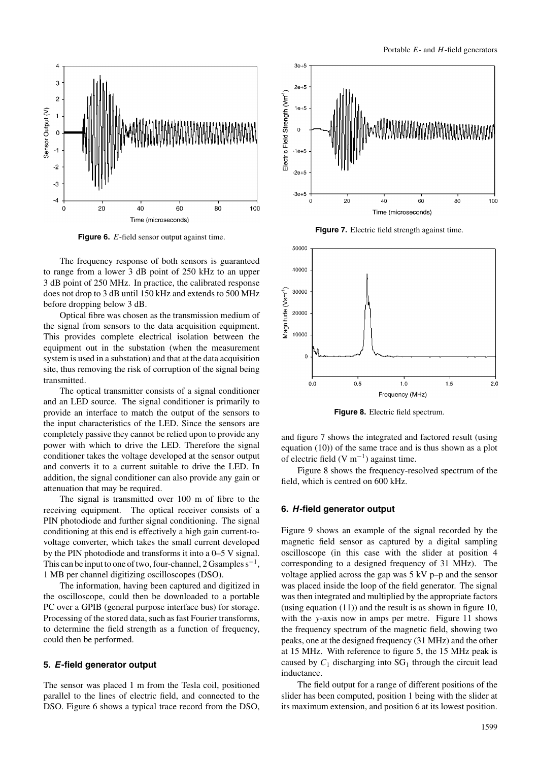**Figure 6.** $E$-field sensor output against time.

The frequency response of both sensors is guaranteed to range from a lower 3 dB point of 250 kHz to an upper 3 dB point of 250 MHz. In practice, the calibrated response does not drop to 3 dB until 150 kHz and extends to 500 MHz before dropping below 3 dB.

Optical fibre was chosen as the transmission medium of the signal from sensors to the data acquisition equipment. This provides complete electrical isolation between the equipment out in the substation (when the measurement system is used in a substation) and that at the data acquisition site, thus removing the risk of corruption of the signal being transmitted.

The optical transmitter consists of a signal conditioner and an LED source. The signal conditioner is primarily to provide an interface to match the output of the sensors to the input characteristics of the LED. Since the sensors are completely passive they cannot be relied upon to provide any power with which to drive the LED. Therefore the signal conditioner takes the voltage developed at the sensor output and converts it to a current suitable to drive the LED. In addition, the signal conditioner can also provide any gain or attenuation that may be required.

The signal is transmitted over 100 m of fibre to the receiving equipment. The optical receiver consists of a PIN photodiode and further signal conditioning. The signal conditioning at this end is effectively a high gain current-to-voltage converter, which takes the small current developed by the PIN photodiode and transforms it into a 0–5 V signal. This can be input to one of two, four-channel, 2 Gsamples $s^{-1}$, 1 MB per channel digitizing oscilloscopes (DSO).

The information, having been captured and digitized in the oscilloscope, could then be downloaded to a portable PC over a GPIB (general purpose interface bus) for storage. Processing of the stored data, such as fast Fourier transforms, to determine the field strength as a function of frequency, could then be performed.

## 5. *E*-field generator output

The sensor was placed 1 m from the Tesla coil, positioned parallel to the lines of electric field, and connected to the DSO. Figure 6 shows a typical trace record from the DSO, and figure 7 shows the integrated and factored result (using equation (10)) of the same trace and is thus shown as a plot of electric field (V $m^{-1}$) against time.

**Figure 7.** Electric field strength against time.

**Figure 8.** Electric field spectrum.

Figure 8 shows the frequency-resolved spectrum of the field, which is centred on 600 kHz.

## 6. *H*-field generator output

Figure 9 shows an example of the signal recorded by the magnetic field sensor as captured by a digital sampling oscilloscope (in this case with the slider at position 4 corresponding to a designed frequency of 31 MHz). The voltage applied across the gap was 5 kV p–p and the sensor was placed inside the loop of the field generator. The signal was then integrated and multiplied by the appropriate factors (using equation (11)) and the result is as shown in figure 10, with the $y$-axis now in amps per metre. Figure 11 shows the frequency spectrum of the magnetic field, showing two peaks, one at the designed frequency (31 MHz) and the other at 15 MHz. With reference to figure 5, the 15 MHz peak is caused by $C_1$ discharging into $SG_1$ through the circuit lead inductance.

The field output for a range of different positions of the slider has been computed, position 1 being with the slider at its maximum extension, and position 6 at its lowest position.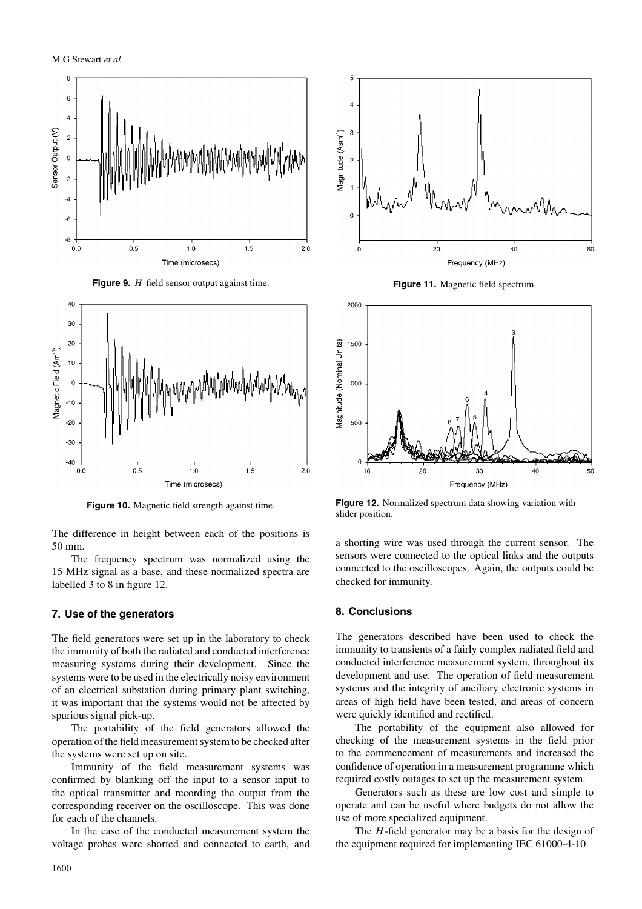**Figure 9.** $H$-field sensor output against time.

**Figure 10.** Magnetic field strength against time.

**Figure 11.** Magnetic field spectrum.

**Figure 12.** Normalized spectrum data showing variation with slider position.

The difference in height between each of the positions is 50 mm.

The frequency spectrum was normalized using the 15 MHz signal as a base, and these normalized spectra are labelled 3 to 8 in figure 12.

## 7. Use of the generators

The field generators were set up in the laboratory to check the immunity of both the radiated and conducted interference measuring systems during their development. Since the systems were to be used in the electrically noisy environment of an electrical substation during primary plant switching, it was important that the systems would not be affected by spurious signal pick-up.

The portability of the field generators allowed the operation of the field measurement system to be checked after the systems were set up on site.

Immunity of the field measurement systems was confirmed by blanking off the input to a sensor input to the optical transmitter and recording the output from the corresponding receiver on the oscilloscope. This was done for each of the channels.

In the case of the conducted measurement system the voltage probes were shorted and connected to earth, and a shorting wire was used through the current sensor. The sensors were connected to the optical links and the outputs connected to the oscilloscopes. Again, the outputs could be checked for immunity.

## 8. Conclusions

The generators described have been used to check the immunity to transients of a fairly complex radiated field and conducted interference measurement system, throughout its development and use. The operation of field measurement systems and the integrity of anciliary electronic systems in areas of high field have been tested, and areas of concern were quickly identified and rectified.

The portability of the equipment also allowed for checking of the measurement systems in the field prior to the commencement of measurements and increased the confidence of operation in a measurement programme which required costly outages to set up the measurement system.

Generators such as these are low cost and simple to operate and can be useful where budgets do not allow the use of more specialized equipment.

The $H$-field generator may be a basis for the design of the equipment required for implementing IEC 61000-4-10.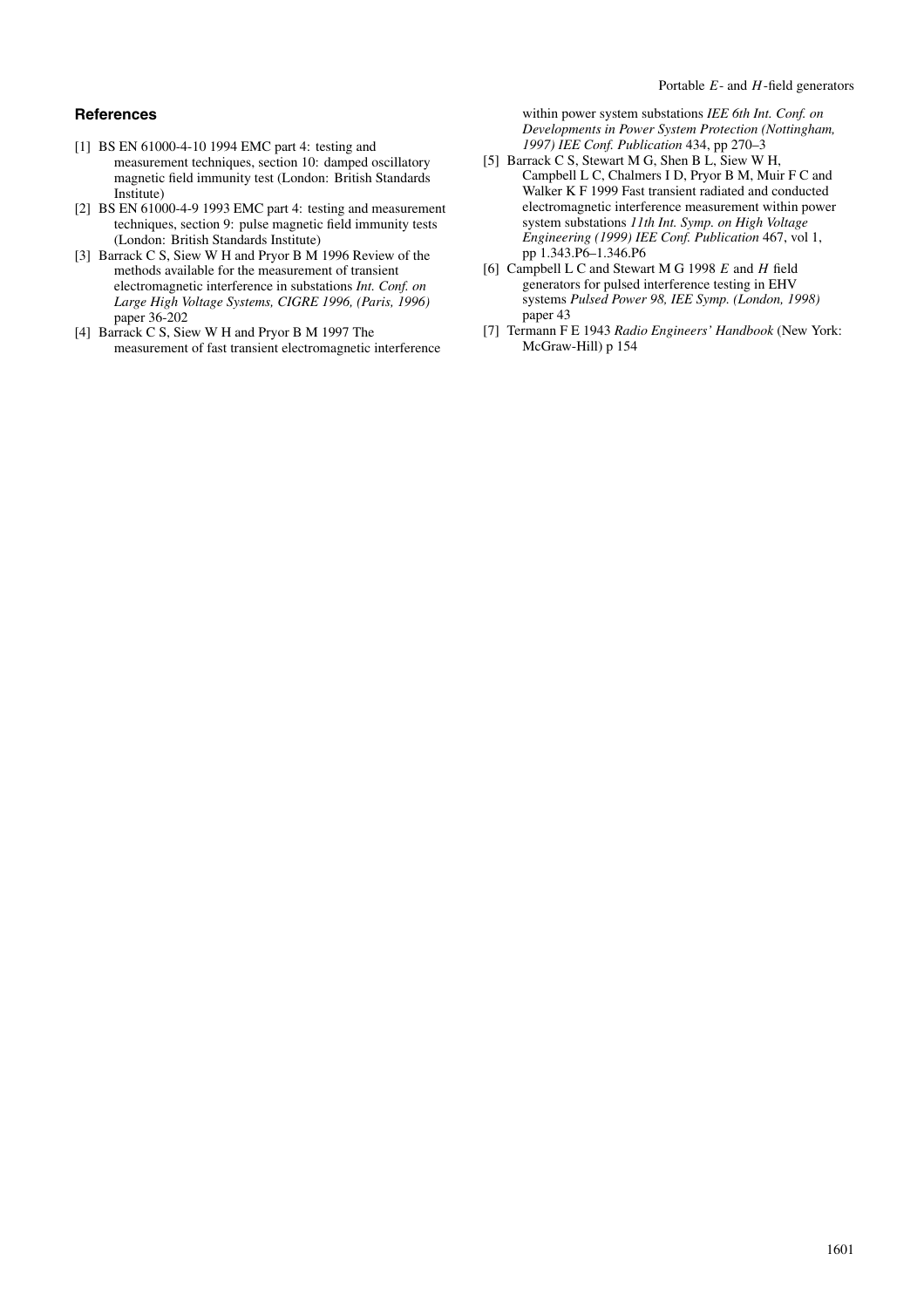## References

[1] BS EN 61000-4-10 1994 EMC part 4: testing and measurement techniques, section 10: damped oscillatory magnetic field immunity test (London: British Standards Institute)

[2] BS EN 61000-4-9 1993 EMC part 4: testing and measurement techniques, section 9: pulse magnetic field immunity tests (London: British Standards Institute)

[3] Barrack C S, Siew W H and Pryor B M 1996 Review of the methods available for the measurement of transient electromagnetic interference in substations *Int. Conf. on Large High Voltage Systems, CIGRE 1996, (Paris, 1996)* paper 36-202

[4] Barrack C S, Siew W H and Pryor B M 1997 The measurement of fast transient electromagnetic interference within power system substations *IEE 6th Int. Conf. on Developments in Power System Protection (Nottingham, 1997) IEE Conf. Publication* 434, pp 270–3

[5] Barrack C S, Stewart M G, Shen B L, Siew W H, Campbell L C, Chalmers I D, Pryor B M, Muir F C and Walker K F 1999 Fast transient radiated and conducted electromagnetic interference measurement within power system substations *11th Int. Symp. on High Voltage Engineering (1999) IEE Conf. Publication* 467, vol 1, pp 1.343.P6–1.346.P6

[6] Campbell L C and Stewart M G 1998 *E* and *H* field generators for pulsed interference testing in EHV systems *Pulsed Power 98, IEE Symp. (London, 1998)* paper 43

[7] Termann F E 1943 *Radio Engineers' Handbook* (New York: McGraw-Hill) p 154